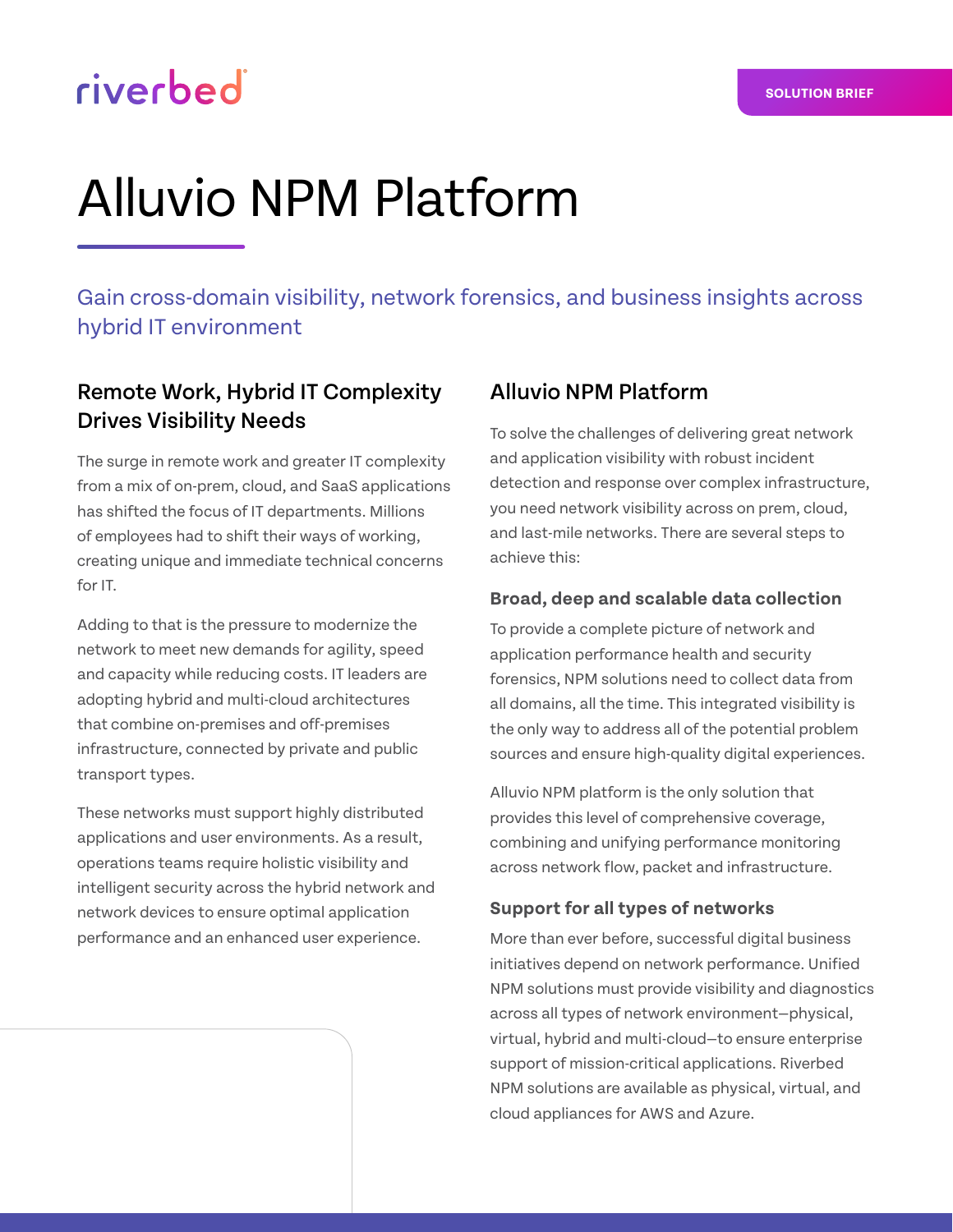# Alluvio NPM Platform

Gain cross-domain visibility, network forensics, and business insights across hybrid IT environment

## Remote Work, Hybrid IT Complexity Drives Visibility Needs

The surge in remote work and greater IT complexity from a mix of on-prem, cloud, and SaaS applications has shifted the focus of IT departments. Millions of employees had to shift their ways of working, creating unique and immediate technical concerns for IT.

Adding to that is the pressure to modernize the network to meet new demands for agility, speed and capacity while reducing costs. IT leaders are adopting hybrid and multi-cloud architectures that combine on-premises and off-premises infrastructure, connected by private and public transport types.

These networks must support highly distributed applications and user environments. As a result, operations teams require holistic visibility and intelligent security across the hybrid network and network devices to ensure optimal application performance and an enhanced user experience.

## Alluvio NPM Platform

To solve the challenges of delivering great network and application visibility with robust incident detection and response over complex infrastructure, you need network visibility across on prem, cloud, and last-mile networks. There are several steps to achieve this:

### Broad, deep and scalable data collection

To provide a complete picture of network and application performance health and security forensics, NPM solutions need to collect data from all domains, all the time. This integrated visibility is the only way to address all of the potential problem sources and ensure high-quality digital experiences.

Alluvio NPM platform is the only solution that provides this level of comprehensive coverage, combining and unifying performance monitoring across network flow, packet and infrastructure.

### Support for all types of networks

More than ever before, successful digital business initiatives depend on network performance. Unified NPM solutions must provide visibility and diagnostics across all types of network environment—physical, virtual, hybrid and multi-cloud—to ensure enterprise support of mission-critical applications. Riverbed NPM solutions are available as physical, virtual, and cloud appliances for AWS and Azure.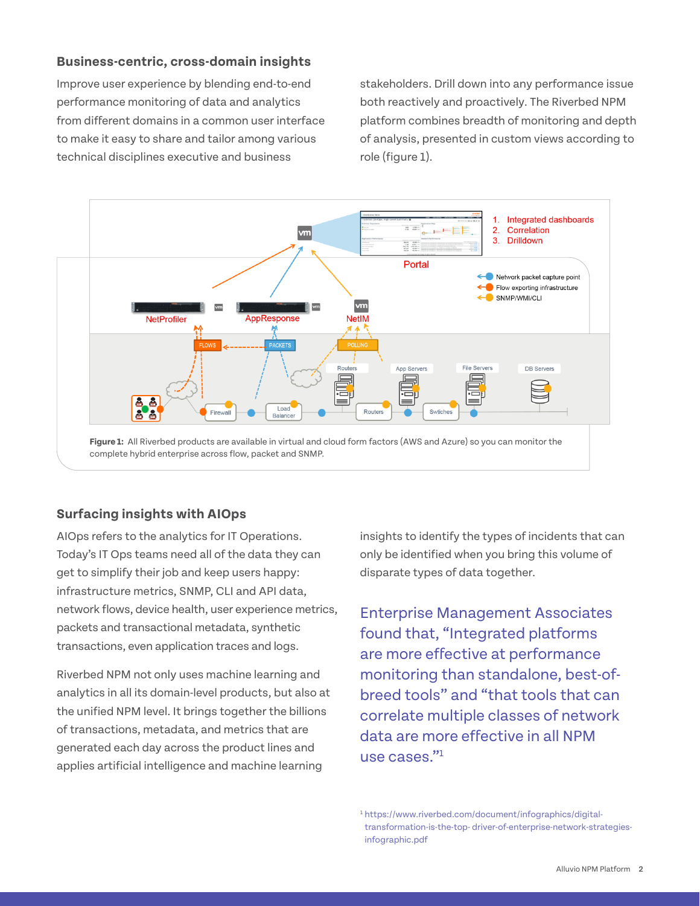## Business-centric, cross-domain insights

Improve user experience by blending end-to-end performance monitoring of data and analytics from different domains in a common user interface to make it easy to share and tailor among various technical disciplines executive and business stakeholders. Drill down into any performance issue both reactively and proactively. The Riverbed NPM platform combines breadth of monitoring and depth of analysis, presented in custom views according to role (figure 1).

**Figure 1:** All Riverbed products are available in virtual and cloud form factors (AWS and Azure) so you can monitor the complete hybrid enterprise across flow, packet and SNMP.

## Surfacing insights with AIOps

AIOps refers to the analytics for IT Operations. Today's IT Ops teams need all of the data they can get to simplify their job and keep users happy: infrastructure metrics, SNMP, CLI and API data, network flows, device health, user experience metrics, packets and transactional metadata, synthetic transactions, even application traces and logs.

Riverbed NPM not only uses machine learning and analytics in all its domain-level products, but also at the unified NPM level. It brings together the billions of transactions, metadata, and metrics that are generated each day across the product lines and applies artificial intelligence and machine learning insights to identify the types of incidents that can only be identified when you bring this volume of disparate types of data together.

Enterprise Management Associates found that, "Integrated platforms are more effective at performance monitoring than standalone, best-of-breed tools" and "that tools that can correlate multiple classes of network data are more effective in all NPM use cases."[1]

[1] https://www.riverbed.com/document/infographics/digital-transformation-is-the-top- driver-of-enterprise-network-strategies-infographic.pdf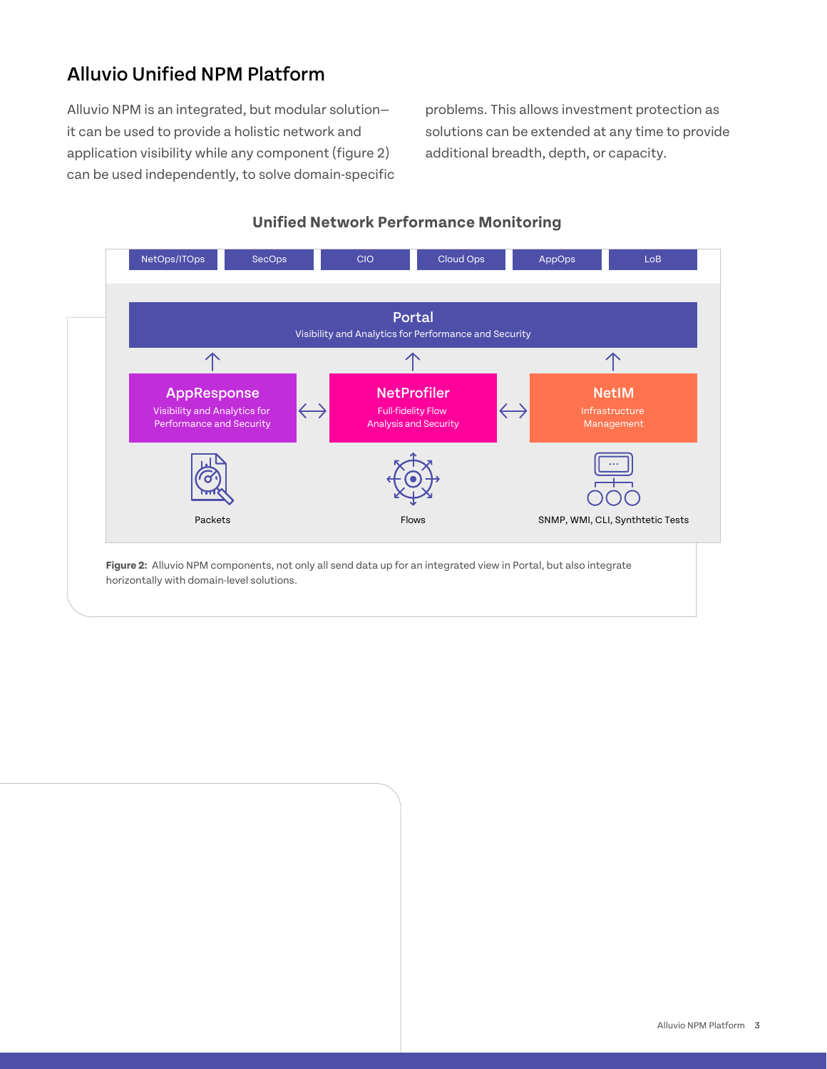## Alluvio Unified NPM Platform

Alluvio NPM is an integrated, but modular solution—it can be used to provide a holistic network and application visibility while any component (figure 2) can be used independently, to solve domain-specific problems. This allows investment protection as solutions can be extended at any time to provide additional breadth, depth, or capacity.

### Unified Network Performance Monitoring

NetOps/ITOps | SecOps | CIO | Cloud Ops | AppOps | LoB

**Portal**
Visibility and Analytics for Performance and Security

**AppResponse**
Visibility and Analytics for Performance and Security

**NetProfiler**
Full-fidelity Flow Analysis and Security

**NetIM**
Infrastructure Management

Packets

Flows

SNMP, WMI, CLI, Synthtetic Tests

**Figure 2:** Alluvio NPM components, not only all send data up for an integrated view in Portal, but also integrate horizontally with domain-level solutions.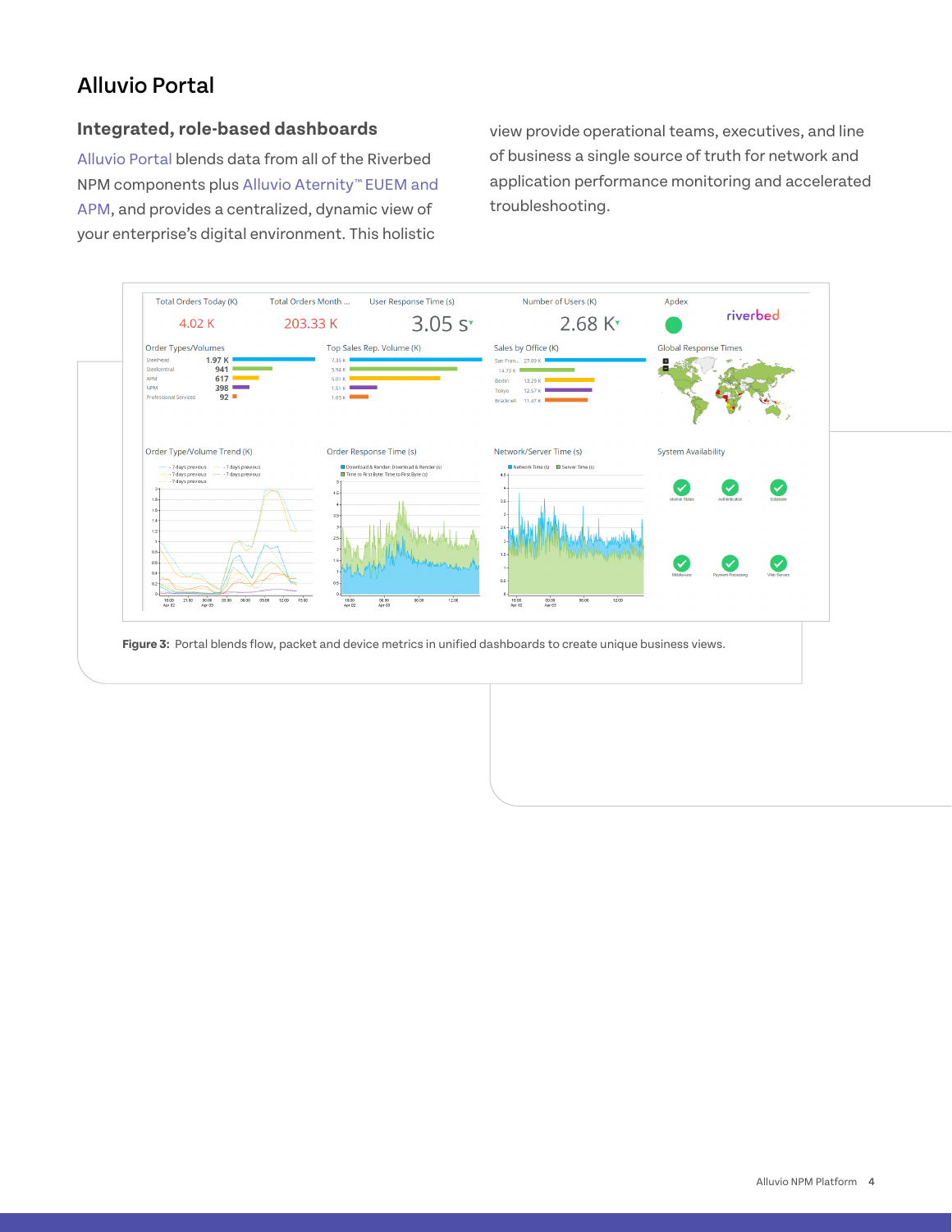# Alluvio Portal

## Integrated, role-based dashboards

Alluvio Portal blends data from all of the Riverbed NPM components plus Alluvio Aternity™ EUEM and APM, and provides a centralized, dynamic view of your enterprise's digital environment. This holistic view provide operational teams, executives, and line of business a single source of truth for network and application performance monitoring and accelerated troubleshooting.

**Figure 3:** Portal blends flow, packet and device metrics in unified dashboards to create unique business views.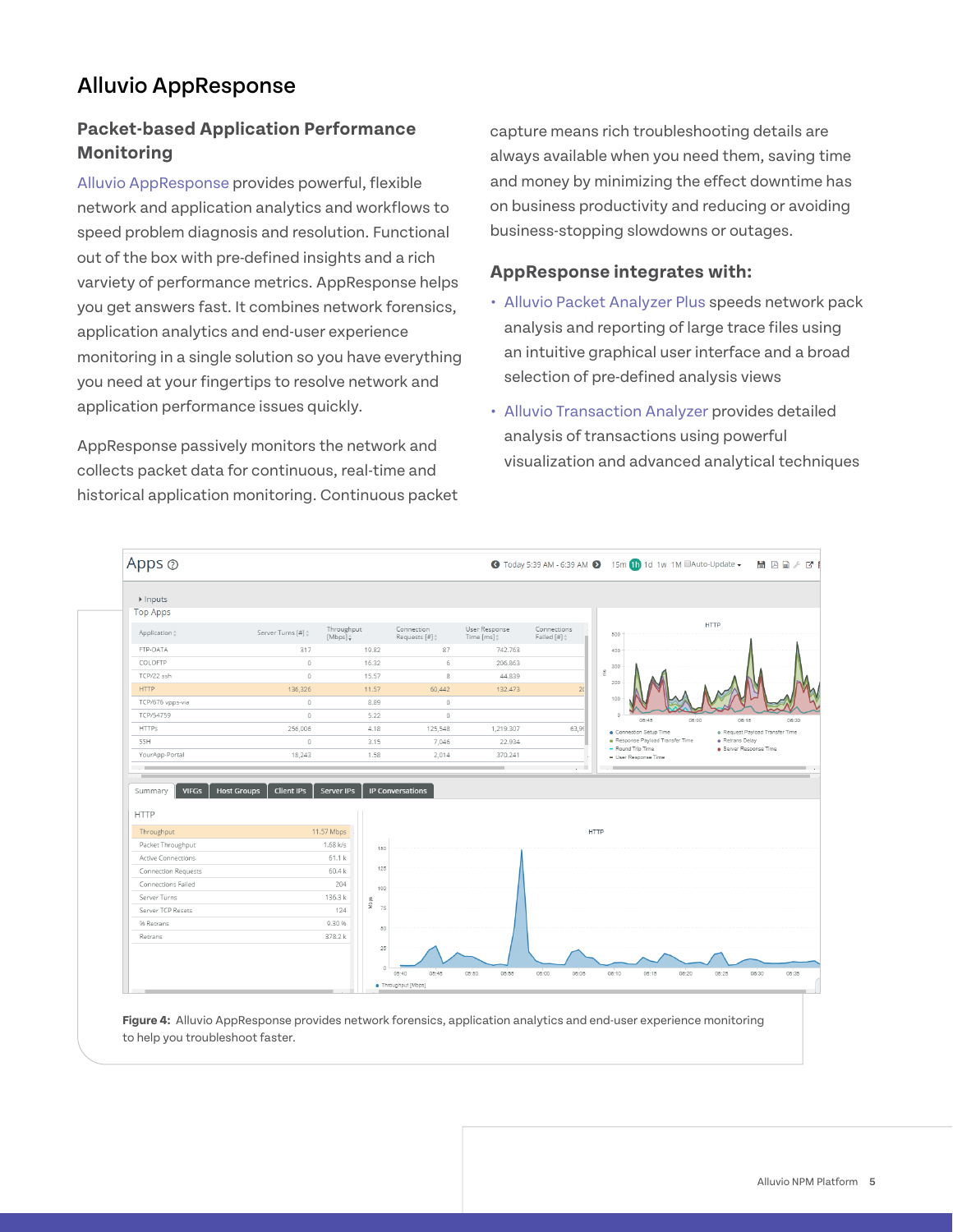# Alluvio AppResponse

## Packet-based Application Performance Monitoring

Alluvio AppResponse provides powerful, flexible network and application analytics and workflows to speed problem diagnosis and resolution. Functional out of the box with pre-defined insights and a rich varviety of performance metrics. AppResponse helps you get answers fast. It combines network forensics, application analytics and end-user experience monitoring in a single solution so you have everything you need at your fingertips to resolve network and application performance issues quickly.

AppResponse passively monitors the network and collects packet data for continuous, real-time and historical application monitoring. Continuous packet capture means rich troubleshooting details are always available when you need them, saving time and money by minimizing the effect downtime has on business productivity and reducing or avoiding business-stopping slowdowns or outages.

## AppResponse integrates with:

- Alluvio Packet Analyzer Plus speeds network pack analysis and reporting of large trace files using an intuitive graphical user interface and a broad selection of pre-defined analysis views
- Alluvio Transaction Analyzer provides detailed analysis of transactions using powerful visualization and advanced analytical techniques

**Figure 4:** Alluvio AppResponse provides network forensics, application analytics and end-user experience monitoring to help you troubleshoot faster.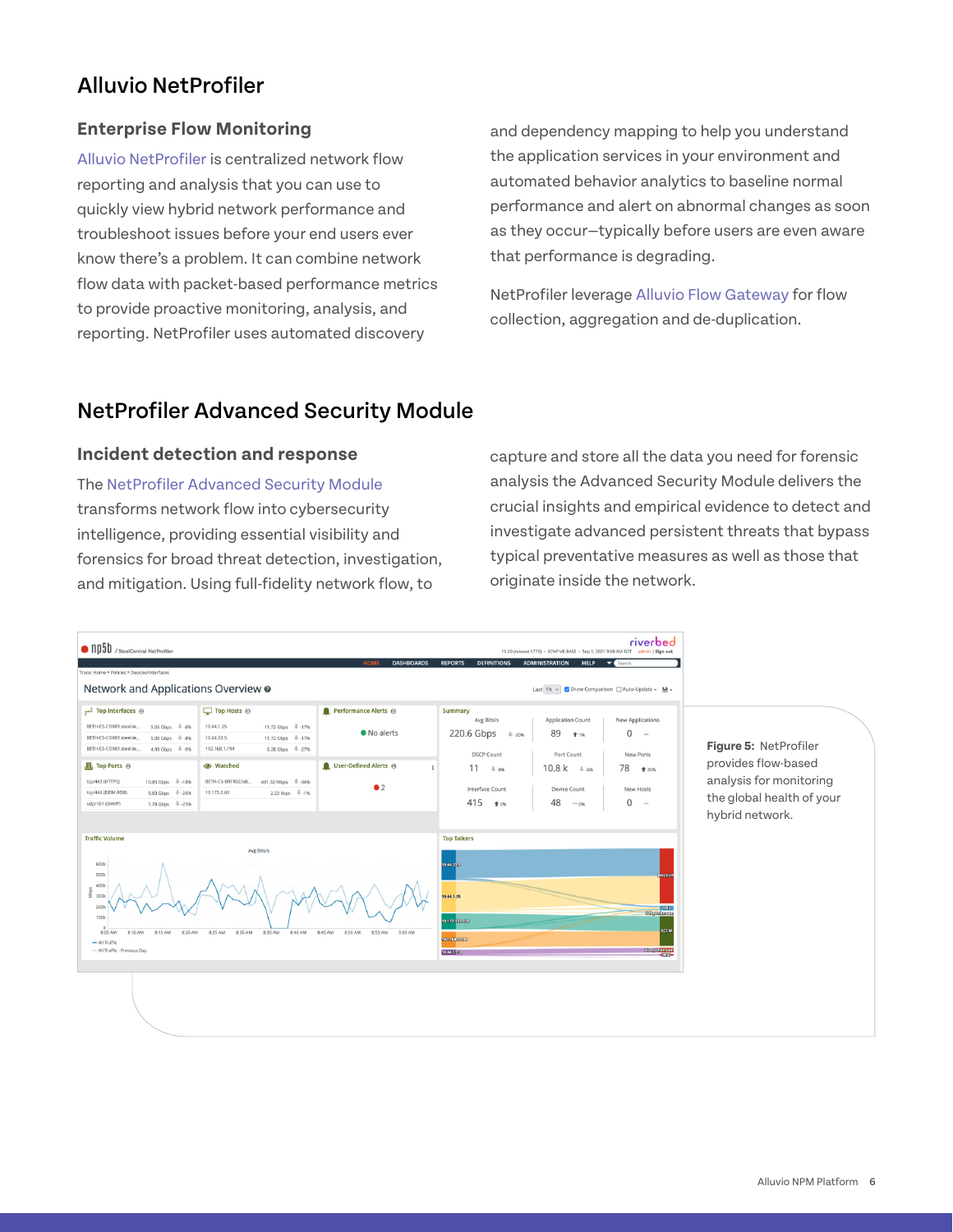# Alluvio NetProfiler

### Enterprise Flow Monitoring

Alluvio NetProfiler is centralized network flow reporting and analysis that you can use to quickly view hybrid network performance and troubleshoot issues before your end users ever know there's a problem. It can combine network flow data with packet-based performance metrics to provide proactive monitoring, analysis, and reporting. NetProfiler uses automated discovery and dependency mapping to help you understand the application services in your environment and automated behavior analytics to baseline normal performance and alert on abnormal changes as soon as they occur—typically before users are even aware that performance is degrading.

NetProfiler leverage Alluvio Flow Gateway for flow collection, aggregation and de-duplication.

# NetProfiler Advanced Security Module

### Incident detection and response

The NetProfiler Advanced Security Module transforms network flow into cybersecurity intelligence, providing essential visibility and forensics for broad threat detection, investigation, and mitigation. Using full-fidelity network flow, to capture and store all the data you need for forensic analysis the Advanced Security Module delivers the crucial insights and empirical evidence to detect and investigate advanced persistent threats that bypass typical preventative measures as well as those that originate inside the network.

**Figure 5:** NetProfiler provides flow-based analysis for monitoring the global health of your hybrid network.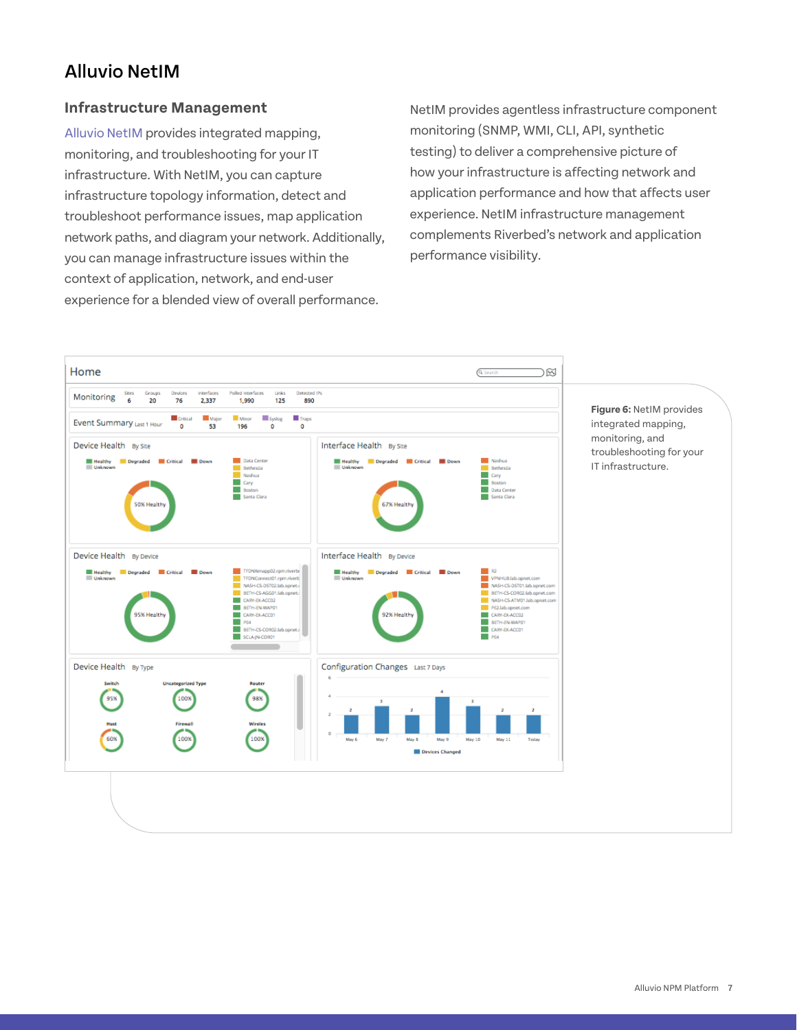# Alluvio NetIM

## Infrastructure Management

Alluvio NetIM provides integrated mapping, monitoring, and troubleshooting for your IT infrastructure. With NetIM, you can capture infrastructure topology information, detect and troubleshoot performance issues, map application network paths, and diagram your network. Additionally, you can manage infrastructure issues within the context of application, network, and end-user experience for a blended view of overall performance.

NetIM provides agentless infrastructure component monitoring (SNMP, WMI, CLI, API, synthetic testing) to deliver a comprehensive picture of how your infrastructure is affecting network and application performance and how that affects user experience. NetIM infrastructure management complements Riverbed's network and application performance visibility.

**Figure 6:** NetIM provides integrated mapping, monitoring, and troubleshooting for your IT infrastructure.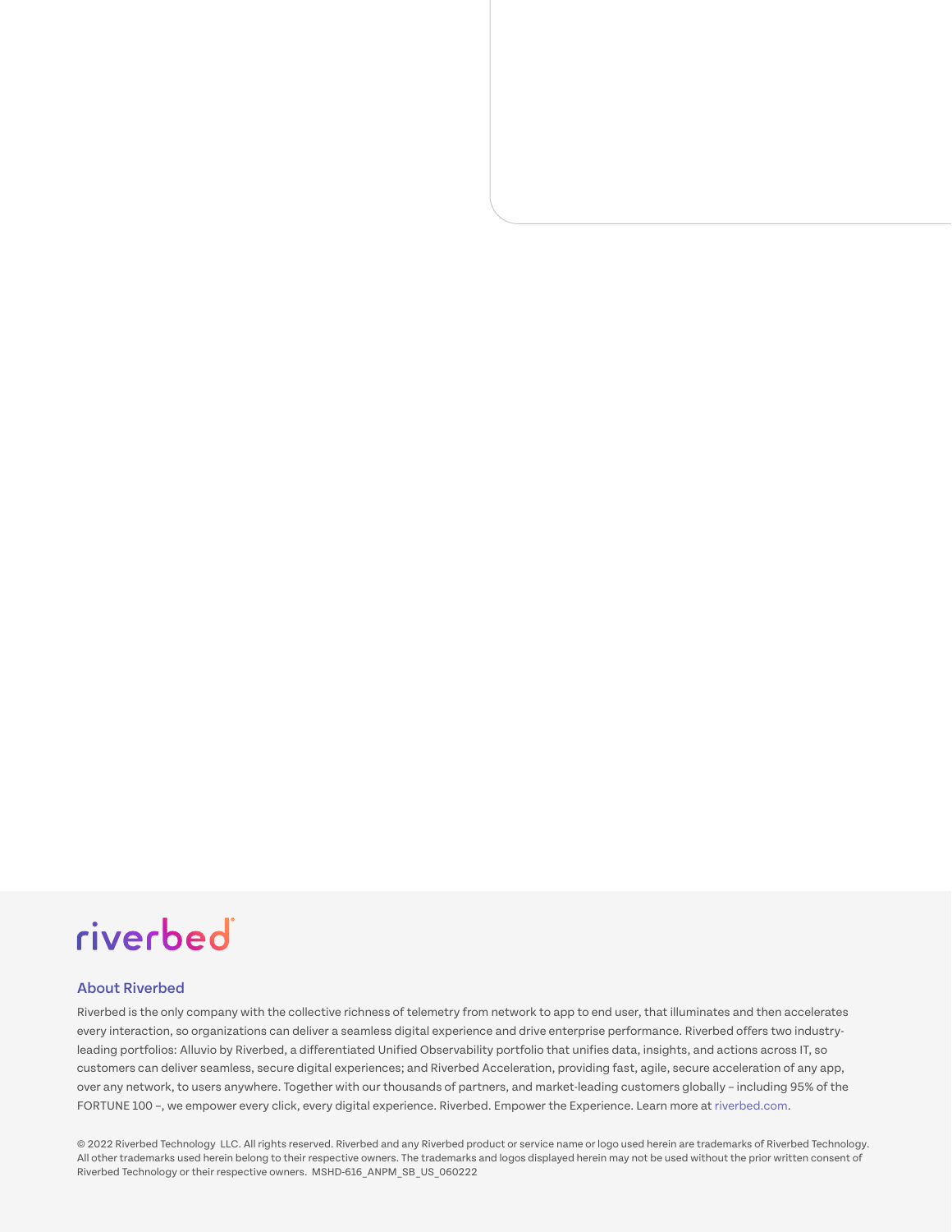riverbed

## About Riverbed

Riverbed is the only company with the collective richness of telemetry from network to app to end user, that illuminates and then accelerates every interaction, so organizations can deliver a seamless digital experience and drive enterprise performance. Riverbed offers two industry-leading portfolios: Alluvio by Riverbed, a differentiated Unified Observability portfolio that unifies data, insights, and actions across IT, so customers can deliver seamless, secure digital experiences; and Riverbed Acceleration, providing fast, agile, secure acceleration of any app, over any network, to users anywhere. Together with our thousands of partners, and market-leading customers globally – including 95% of the FORTUNE 100 –, we empower every click, every digital experience. Riverbed. Empower the Experience. Learn more at riverbed.com.

© 2022 Riverbed Technology LLC. All rights reserved. Riverbed and any Riverbed product or service name or logo used herein are trademarks of Riverbed Technology. All other trademarks used herein belong to their respective owners. The trademarks and logos displayed herein may not be used without the prior written consent of Riverbed Technology or their respective owners. MSHD-616_ANPM_SB_US_060222